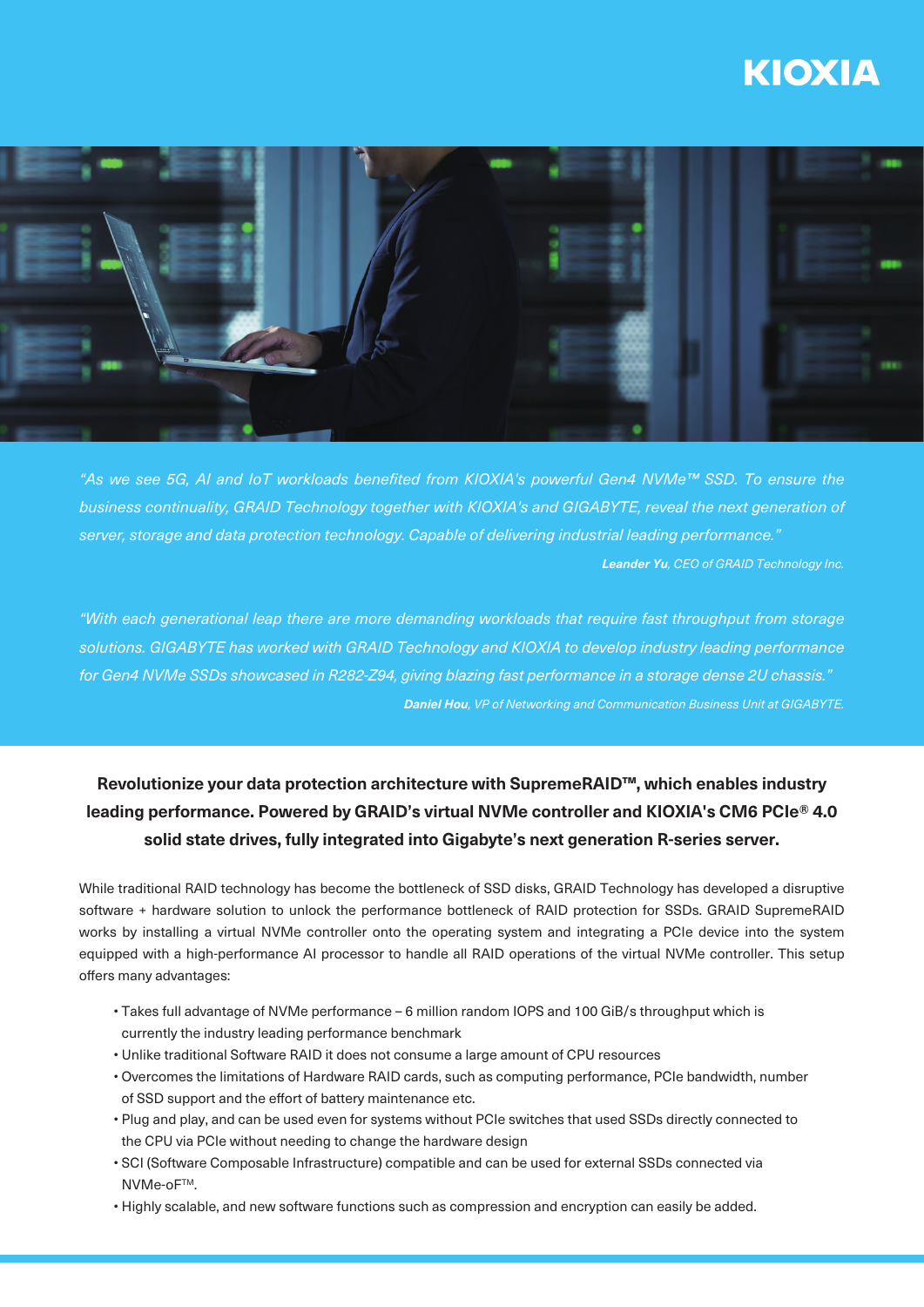KIOXIA

*"As we see 5G, AI and IoT workloads benefited from KIOXIA's powerful Gen4 NVMe™ SSD. To ensure the business continuality, GRAID Technology together with KIOXIA's and GIGABYTE, reveal the next generation of server, storage and data protection technology. Capable of delivering industrial leading performance."*

***Leander Yu**, CEO of GRAID Technology Inc.*

*"With each generational leap there are more demanding workloads that require fast throughput from storage solutions. GIGABYTE has worked with GRAID Technology and KIOXIA to develop industry leading performance for Gen4 NVMe SSDs showcased in R282-Z94, giving blazing fast performance in a storage dense 2U chassis."*

***Daniel Hou**, VP of Networking and Communication Business Unit at GIGABYTE.*

**Revolutionize your data protection architecture with SupremeRAID™, which enables industry leading performance. Powered by GRAID's virtual NVMe controller and KIOXIA's CM6 PCIe® 4.0 solid state drives, fully integrated into Gigabyte's next generation R-series server.**

While traditional RAID technology has become the bottleneck of SSD disks, GRAID Technology has developed a disruptive software + hardware solution to unlock the performance bottleneck of RAID protection for SSDs. GRAID SupremeRAID works by installing a virtual NVMe controller onto the operating system and integrating a PCIe device into the system equipped with a high-performance AI processor to handle all RAID operations of the virtual NVMe controller. This setup offers many advantages:

- Takes full advantage of NVMe performance – 6 million random IOPS and 100 GiB/s throughput which is currently the industry leading performance benchmark
- Unlike traditional Software RAID it does not consume a large amount of CPU resources
- Overcomes the limitations of Hardware RAID cards, such as computing performance, PCIe bandwidth, number of SSD support and the effort of battery maintenance etc.
- Plug and play, and can be used even for systems without PCIe switches that used SSDs directly connected to the CPU via PCIe without needing to change the hardware design
- SCI (Software Composable Infrastructure) compatible and can be used for external SSDs connected via NVMe-oF™.
- Highly scalable, and new software functions such as compression and encryption can easily be added.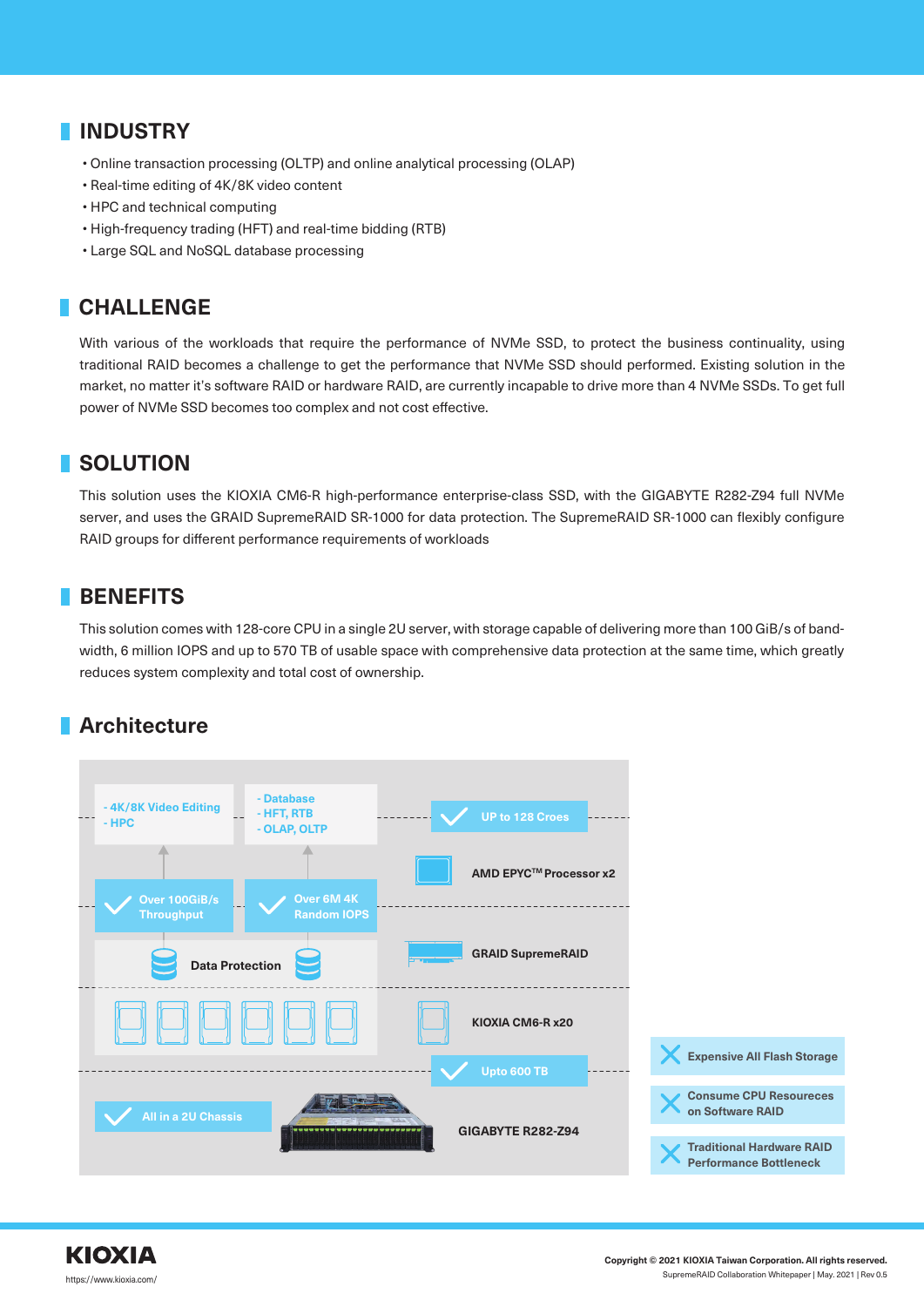## INDUSTRY

- Online transaction processing (OLTP) and online analytical processing (OLAP)
- Real-time editing of 4K/8K video content
- HPC and technical computing
- High-frequency trading (HFT) and real-time bidding (RTB)
- Large SQL and NoSQL database processing

## CHALLENGE

With various of the workloads that require the performance of NVMe SSD, to protect the business continuality, using traditional RAID becomes a challenge to get the performance that NVMe SSD should performed. Existing solution in the market, no matter it's software RAID or hardware RAID, are currently incapable to drive more than 4 NVMe SSDs. To get full power of NVMe SSD becomes too complex and not cost effective.

## SOLUTION

This solution uses the KIOXIA CM6-R high-performance enterprise-class SSD, with the GIGABYTE R282-Z94 full NVMe server, and uses the GRAID SupremeRAID SR-1000 for data protection. The SupremeRAID SR-1000 can flexibly configure RAID groups for different performance requirements of workloads

## BENEFITS

This solution comes with 128-core CPU in a single 2U server, with storage capable of delivering more than 100 GiB/s of bandwidth, 6 million IOPS and up to 570 TB of usable space with comprehensive data protection at the same time, which greatly reduces system complexity and total cost of ownership.

## Architecture

- 4K/8K Video Editing
- HPC

- Database
- HFT, RTB
- OLAP, OLTP

UP to 128 Croes

AMD EPYC™ Processor x2

Over 100GiB/s Throughput

Over 6M 4K Random IOPS

Data Protection

GRAID SupremeRAID

KIOXIA CM6-R x20

Upto 600 TB

All in a 2U Chassis

GIGABYTE R282-Z94

Expensive All Flash Storage

Consume CPU Resoureces on Software RAID

Traditional Hardware RAID Performance Bottleneck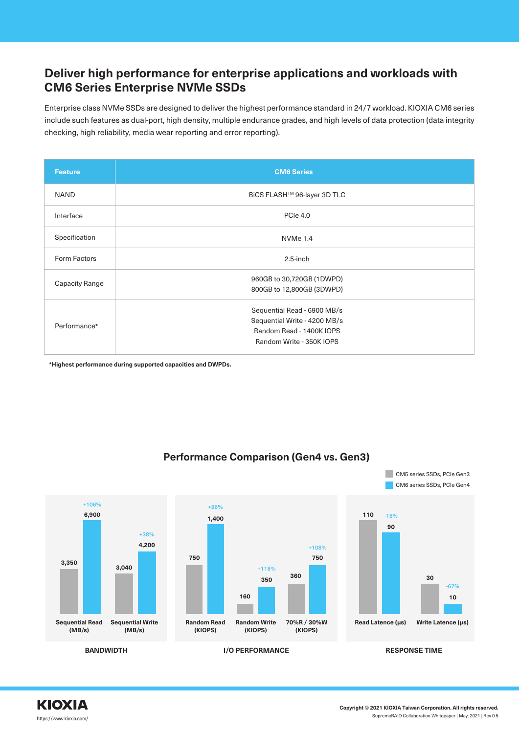## Deliver high performance for enterprise applications and workloads with CM6 Series Enterprise NVMe SSDs

Enterprise class NVMe SSDs are designed to deliver the highest performance standard in 24/7 workload. KIOXIA CM6 series include such features as dual-port, high density, multiple endurance grades, and high levels of data protection (data integrity checking, high reliability, media wear reporting and error reporting).

| Feature | CM6 Series |
|---|---|
| NAND | BiCS FLASH™ 96-layer 3D TLC |
| Interface | PCIe 4.0 |
| Specification | NVMe 1.4 |
| Form Factors | 2.5-inch |
| Capacity Range | 960GB to 30,720GB (1DWPD)<br>800GB to 12,800GB (3DWPD) |
| Performance* | Sequential Read - 6900 MB/s<br>Sequential Write - 4200 MB/s<br>Random Read - 1400K IOPS<br>Random Write - 350K IOPS |

**\*Highest performance during supported capacities and DWPDs.**

### Performance Comparison (Gen4 vs. Gen3)

| Category | Metric | CM5 series SSDs, PCIe Gen3 | CM6 series SSDs, PCIe Gen4 | Change |
|---|---|---|---|---|
| BANDWIDTH | Sequential Read (MB/s) | 3,350 | 6,900 | +106% |
| BANDWIDTH | Sequential Write (MB/s) | 3,040 | 4,200 | +38% |
| I/O PERFORMANCE | Random Read (KIOPS) | 750 | 1,400 | +86% |
| I/O PERFORMANCE | Random Write (KIOPS) | 160 | 350 | +118% |
| I/O PERFORMANCE | 70%R / 30%W (KIOPS) | 360 | 750 | +108% |
| RESPONSE TIME | Read Latence (µs) | 110 | 90 | -18% |
| RESPONSE TIME | Write Latence (µs) | 30 | 10 | -67% |

KIOXIA
https://www.kioxia.com/

**Copyright © 2021 KIOXIA Taiwan Corporation. All rights reserved.**
SupremeRAID Collaboration Whitepaper | May. 2021 | Rev 0.5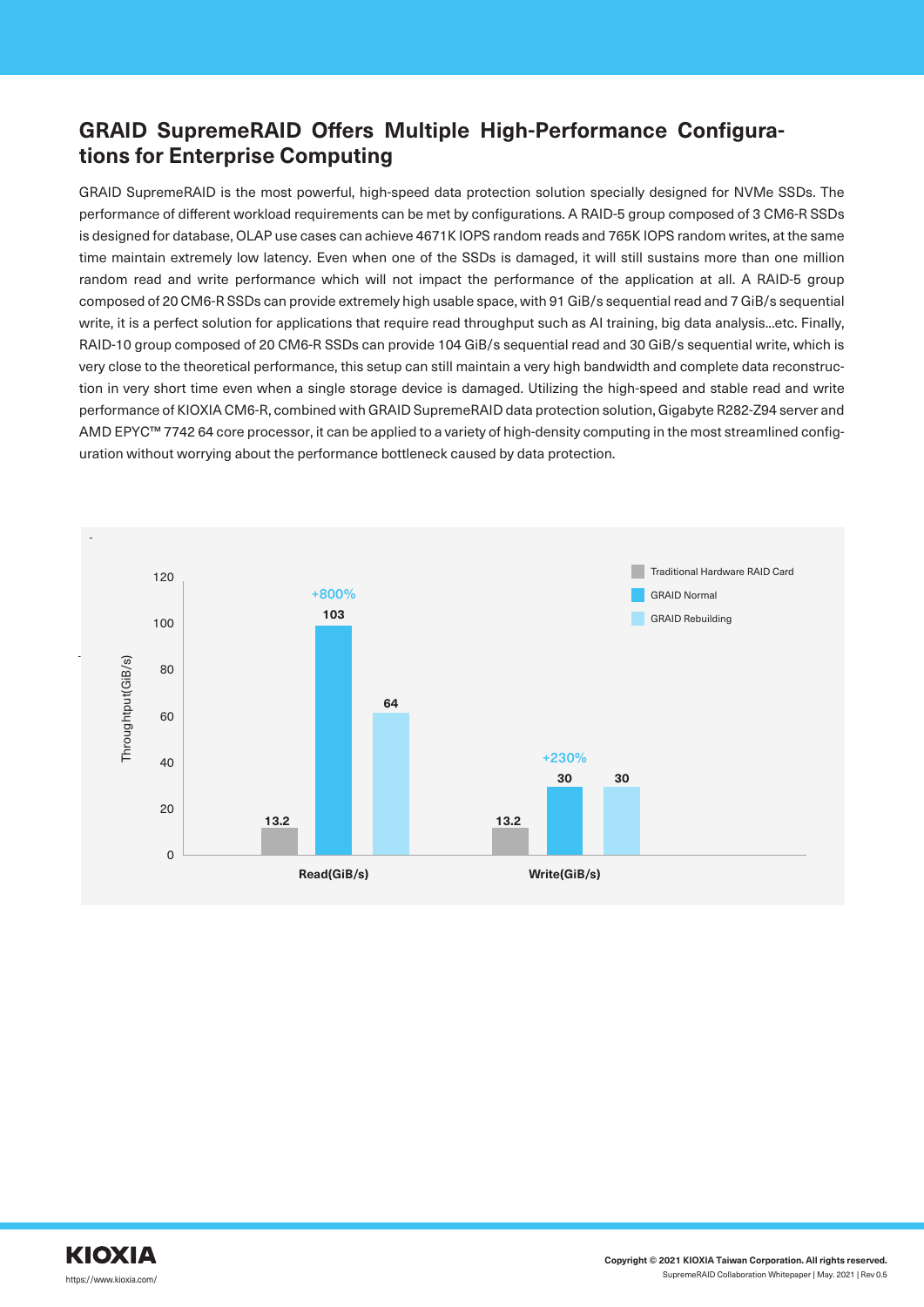## GRAID SupremeRAID Offers Multiple High-Performance Configurations for Enterprise Computing

GRAID SupremeRAID is the most powerful, high-speed data protection solution specially designed for NVMe SSDs. The performance of different workload requirements can be met by configurations. A RAID-5 group composed of 3 CM6-R SSDs is designed for database, OLAP use cases can achieve 4671K IOPS random reads and 765K IOPS random writes, at the same time maintain extremely low latency. Even when one of the SSDs is damaged, it will still sustains more than one million random read and write performance which will not impact the performance of the application at all. A RAID-5 group composed of 20 CM6-R SSDs can provide extremely high usable space, with 91 GiB/s sequential read and 7 GiB/s sequential write, it is a perfect solution for applications that require read throughput such as AI training, big data analysis...etc. Finally, RAID-10 group composed of 20 CM6-R SSDs can provide 104 GiB/s sequential read and 30 GiB/s sequential write, which is very close to the theoretical performance, this setup can still maintain a very high bandwidth and complete data reconstruction in very short time even when a single storage device is damaged. Utilizing the high-speed and stable read and write performance of KIOXIA CM6-R, combined with GRAID SupremeRAID data protection solution, Gigabyte R282-Z94 server and AMD EPYC™ 7742 64 core processor, it can be applied to a variety of high-density computing in the most streamlined configuration without worrying about the performance bottleneck caused by data protection.

| Throughput (GiB/s) | Traditional Hardware RAID Card | GRAID Normal | GRAID Rebuilding |
|---|---|---|---|
| Read(GiB/s) | 13.2 | 103 (+800%) | 64 |
| Write(GiB/s) | 13.2 | 30 (+230%) | 30 |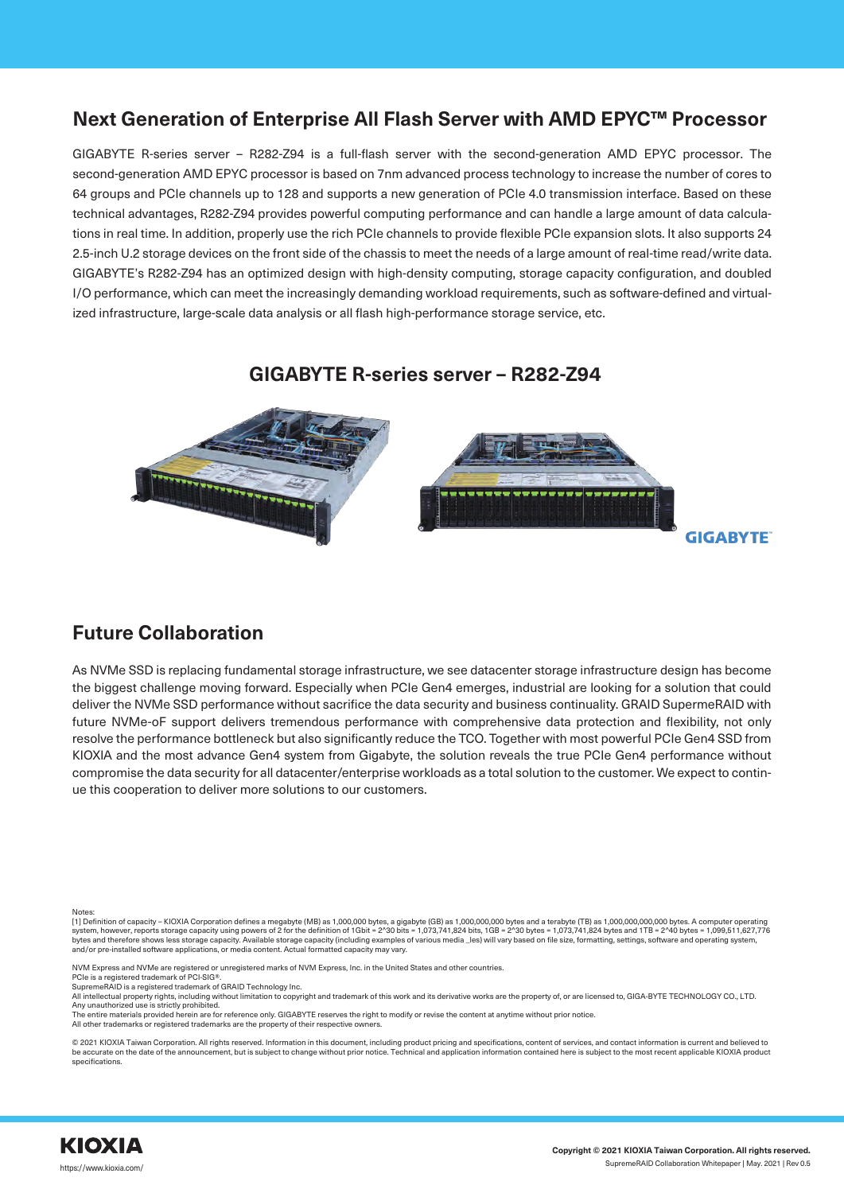## Next Generation of Enterprise All Flash Server with AMD EPYC™ Processor

GIGABYTE R-series server – R282-Z94 is a full-flash server with the second-generation AMD EPYC processor. The second-generation AMD EPYC processor is based on 7nm advanced process technology to increase the number of cores to 64 groups and PCIe channels up to 128 and supports a new generation of PCIe 4.0 transmission interface. Based on these technical advantages, R282-Z94 provides powerful computing performance and can handle a large amount of data calculations in real time. In addition, properly use the rich PCIe channels to provide flexible PCIe expansion slots. It also supports 24 2.5-inch U.2 storage devices on the front side of the chassis to meet the needs of a large amount of real-time read/write data. GIGABYTE's R282-Z94 has an optimized design with high-density computing, storage capacity configuration, and doubled I/O performance, which can meet the increasingly demanding workload requirements, such as software-defined and virtualized infrastructure, large-scale data analysis or all flash high-performance storage service, etc.

### GIGABYTE R-series server – R282-Z94

GIGABYTE™

## Future Collaboration

As NVMe SSD is replacing fundamental storage infrastructure, we see datacenter storage infrastructure design has become the biggest challenge moving forward. Especially when PCIe Gen4 emerges, industrial are looking for a solution that could deliver the NVMe SSD performance without sacrifice the data security and business continuality. GRAID SupremeRAID with future NVMe-oF support delivers tremendous performance with comprehensive data protection and flexibility, not only resolve the performance bottleneck but also significantly reduce the TCO. Together with most powerful PCIe Gen4 SSD from KIOXIA and the most advance Gen4 system from Gigabyte, the solution reveals the true PCIe Gen4 performance without compromise the data security for all datacenter/enterprise workloads as a total solution to the customer. We expect to continue this cooperation to deliver more solutions to our customers.

Notes:
[1] Definition of capacity – KIOXIA Corporation defines a megabyte (MB) as 1,000,000 bytes, a gigabyte (GB) as 1,000,000,000 bytes and a terabyte (TB) as 1,000,000,000,000 bytes. A computer operating system, however, reports storage capacity using powers of 2 for the definition of 1Gbit = 2^30 bits = 1,073,741,824 bits, 1GB = 2^30 bytes = 1,073,741,824 bytes and 1TB = 2^40 bytes = 1,099,511,627,776 bytes and therefore shows less storage capacity. Available storage capacity (including examples of various media _les) will vary based on file size, formatting, settings, software and operating system, and/or pre-installed software applications, or media content. Actual formatted capacity may vary.

NVM Express and NVMe are registered or unregistered marks of NVM Express, Inc. in the United States and other countries.
PCIe is a registered trademark of PCI-SIG®.
SupremeRAID is a registered trademark of GRAID Technology Inc.
All intellectual property rights, including without limitation to copyright and trademark of this work and its derivative works are the property of, or are licensed to, GIGA-BYTE TECHNOLOGY CO., LTD.
Any unauthorized use is strictly prohibited.
The entire materials provided herein are for reference only. GIGABYTE reserves the right to modify or revise the content at anytime without prior notice.
All other trademarks or registered trademarks are the property of their respective owners.

© 2021 KIOXIA Taiwan Corporation. All rights reserved. Information in this document, including product pricing and specifications, content of services, and contact information is current and believed to be accurate on the date of the announcement, but is subject to change without prior notice. Technical and application information contained here is subject to the most recent applicable KIOXIA product specifications.

KIOXIA
https://www.kioxia.com/

**Copyright © 2021 KIOXIA Taiwan Corporation. All rights reserved.**
SupremeRAID Collaboration Whitepaper | May. 2021 | Rev 0.5